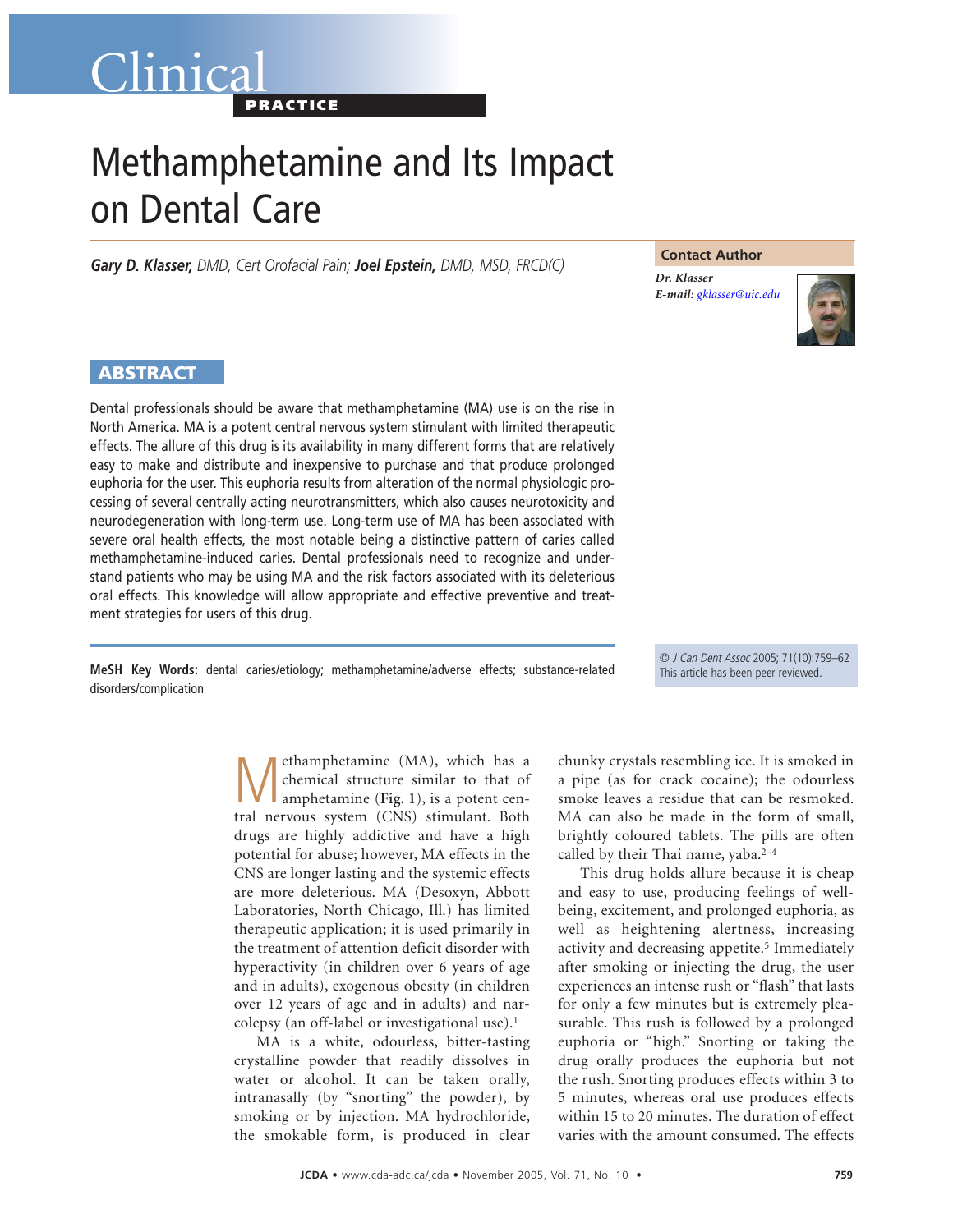Clinical

PRACTICE

# Methamphetamine and Its Impact on Dental Care

***Gary D. Klasser,*** *DMD, Cert Orofacial Pain;* ***Joel Epstein,*** *DMD, MSD, FRCD(C)*

**Contact Author**

*Dr. Klasser*
*E-mail:* gklasser@uic.edu

## ABSTRACT

Dental professionals should be aware that methamphetamine (MA) use is on the rise in North America. MA is a potent central nervous system stimulant with limited therapeutic effects. The allure of this drug is its availability in many different forms that are relatively easy to make and distribute and inexpensive to purchase and that produce prolonged euphoria for the user. This euphoria results from alteration of the normal physiologic processing of several centrally acting neurotransmitters, which also causes neurotoxicity and neurodegeneration with long-term use. Long-term use of MA has been associated with severe oral health effects, the most notable being a distinctive pattern of caries called methamphetamine-induced caries. Dental professionals need to recognize and understand patients who may be using MA and the risk factors associated with its deleterious oral effects. This knowledge will allow appropriate and effective preventive and treatment strategies for users of this drug.

**MeSH Key Words:** dental caries/etiology; methamphetamine/adverse effects; substance-related disorders/complication

© *J Can Dent Assoc* 2005; 71(10):759–62
This article has been peer reviewed.

Methamphetamine (MA), which has a chemical structure similar to that of amphetamine (**Fig. 1**), is a potent central nervous system (CNS) stimulant. Both drugs are highly addictive and have a high potential for abuse; however, MA effects in the CNS are longer lasting and the systemic effects are more deleterious. MA (Desoxyn, Abbott Laboratories, North Chicago, Ill.) has limited therapeutic application; it is used primarily in the treatment of attention deficit disorder with hyperactivity (in children over 6 years of age and in adults), exogenous obesity (in children over 12 years of age and in adults) and narcolepsy (an off-label or investigational use).[1]

MA is a white, odourless, bitter-tasting crystalline powder that readily dissolves in water or alcohol. It can be taken orally, intranasally (by "snorting" the powder), by smoking or by injection. MA hydrochloride, the smokable form, is produced in clear chunky crystals resembling ice. It is smoked in a pipe (as for crack cocaine); the odourless smoke leaves a residue that can be resmoked. MA can also be made in the form of small, brightly coloured tablets. The pills are often called by their Thai name, yaba.[2–4]

This drug holds allure because it is cheap and easy to use, producing feelings of well-being, excitement, and prolonged euphoria, as well as heightening alertness, increasing activity and decreasing appetite.[5] Immediately after smoking or injecting the drug, the user experiences an intense rush or "flash" that lasts for only a few minutes but is extremely pleasurable. This rush is followed by a prolonged euphoria or "high." Snorting or taking the drug orally produces the euphoria but not the rush. Snorting produces effects within 3 to 5 minutes, whereas oral use produces effects within 15 to 20 minutes. The duration of effect varies with the amount consumed. The effects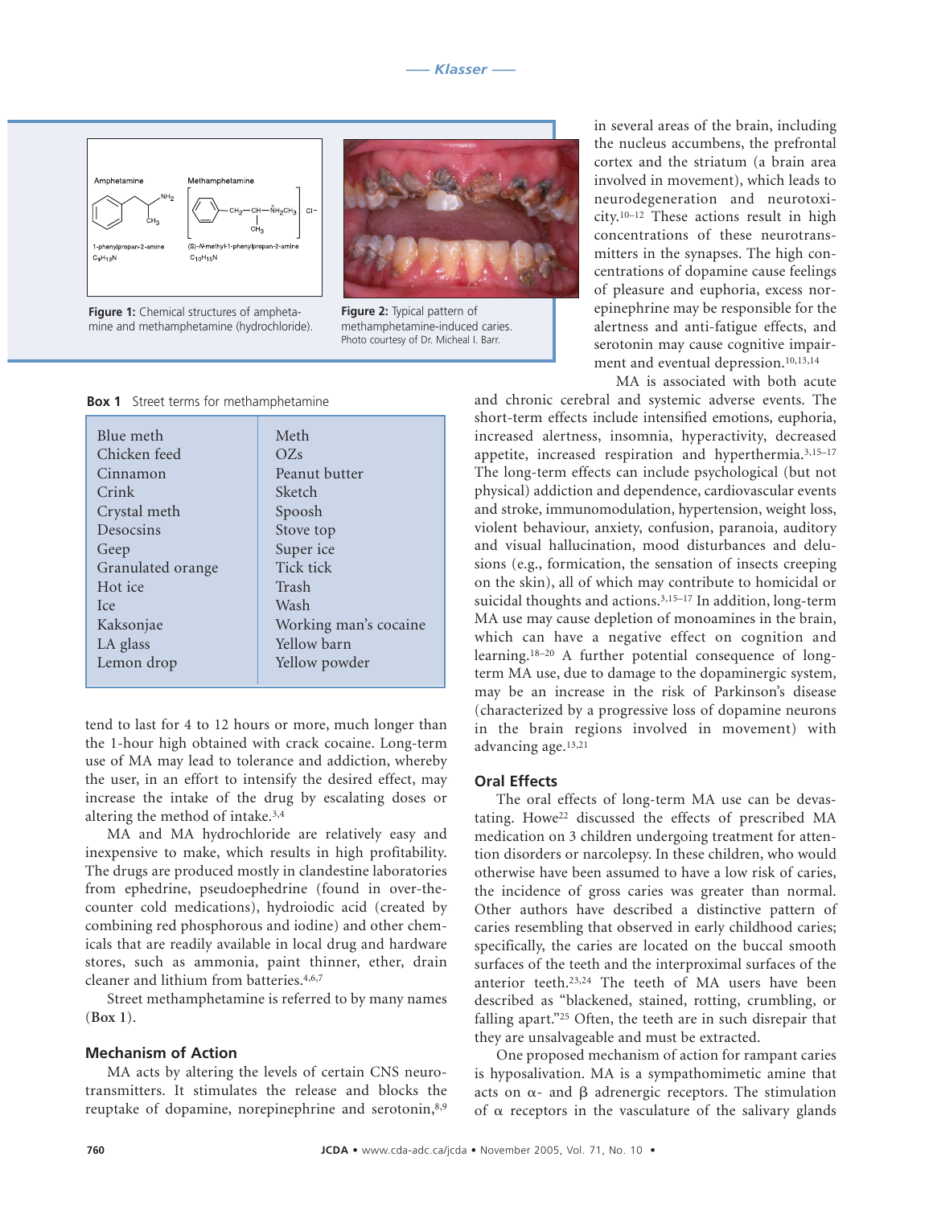Amphetamine

1-phenylpropan-2-amine
$C_9H_{13}N$

Methamphetamine

(S)-N-methyl-1-phenylpropan-2-amine
$C_{10}H_{15}N$

**Figure 1:** Chemical structures of amphetamine and methamphetamine (hydrochloride).

**Figure 2:** Typical pattern of methamphetamine-induced caries. Photo courtesy of Dr. Micheal I. Barr.

**Box 1** Street terms for methamphetamine

| | |
|---|---|
| Blue meth | Meth |
| Chicken feed | OZs |
| Cinnamon | Peanut butter |
| Crink | Sketch |
| Crystal meth | Spoosh |
| Desocsins | Stove top |
| Geep | Super ice |
| Granulated orange | Tick tick |
| Hot ice | Trash |
| Ice | Wash |
| Kaksonjae | Working man's cocaine |
| LA glass | Yellow barn |
| Lemon drop | Yellow powder |

tend to last for 4 to 12 hours or more, much longer than the 1-hour high obtained with crack cocaine. Long-term use of MA may lead to tolerance and addiction, whereby the user, in an effort to intensify the desired effect, may increase the intake of the drug by escalating doses or altering the method of intake.[3,4]

MA and MA hydrochloride are relatively easy and inexpensive to make, which results in high profitability. The drugs are produced mostly in clandestine laboratories from ephedrine, pseudoephedrine (found in over-the-counter cold medications), hydroiodic acid (created by combining red phosphorous and iodine) and other chemicals that are readily available in local drug and hardware stores, such as ammonia, paint thinner, ether, drain cleaner and lithium from batteries.[4,6,7]

Street methamphetamine is referred to by many names (**Box 1**).

## Mechanism of Action

MA acts by altering the levels of certain CNS neurotransmitters. It stimulates the release and blocks the reuptake of dopamine, norepinephrine and serotonin,[8,9] in several areas of the brain, including the nucleus accumbens, the prefrontal cortex and the striatum (a brain area involved in movement), which leads to neurodegeneration and neurotoxicity.[10–12] These actions result in high concentrations of these neurotransmitters in the synapses. The high concentrations of dopamine cause feelings of pleasure and euphoria, excess norepinephrine may be responsible for the alertness and anti-fatigue effects, and serotonin may cause cognitive impairment and eventual depression.[10,13,14]

MA is associated with both acute and chronic cerebral and systemic adverse events. The short-term effects include intensified emotions, euphoria, increased alertness, insomnia, hyperactivity, decreased appetite, increased respiration and hyperthermia.[3,15–17] The long-term effects can include psychological (but not physical) addiction and dependence, cardiovascular events and stroke, immunomodulation, hypertension, weight loss, violent behaviour, anxiety, confusion, paranoia, auditory and visual hallucination, mood disturbances and delusions (e.g., formication, the sensation of insects creeping on the skin), all of which may contribute to homicidal or suicidal thoughts and actions.[3,15–17] In addition, long-term MA use may cause depletion of monoamines in the brain, which can have a negative effect on cognition and learning.[18–20] A further potential consequence of long-term MA use, due to damage to the dopaminergic system, may be an increase in the risk of Parkinson's disease (characterized by a progressive loss of dopamine neurons in the brain regions involved in movement) with advancing age.[13,21]

## Oral Effects

The oral effects of long-term MA use can be devastating. Howe[22] discussed the effects of prescribed MA medication on 3 children undergoing treatment for attention disorders or narcolepsy. In these children, who would otherwise have been assumed to have a low risk of caries, the incidence of gross caries was greater than normal. Other authors have described a distinctive pattern of caries resembling that observed in early childhood caries; specifically, the caries are located on the buccal smooth surfaces of the teeth and the interproximal surfaces of the anterior teeth.[23,24] The teeth of MA users have been described as "blackened, stained, rotting, crumbling, or falling apart."[25] Often, the teeth are in such disrepair that they are unsalvageable and must be extracted.

One proposed mechanism of action for rampant caries is hyposalivation. MA is a sympathomimetic amine that acts on α- and β adrenergic receptors. The stimulation of α receptors in the vasculature of the salivary glands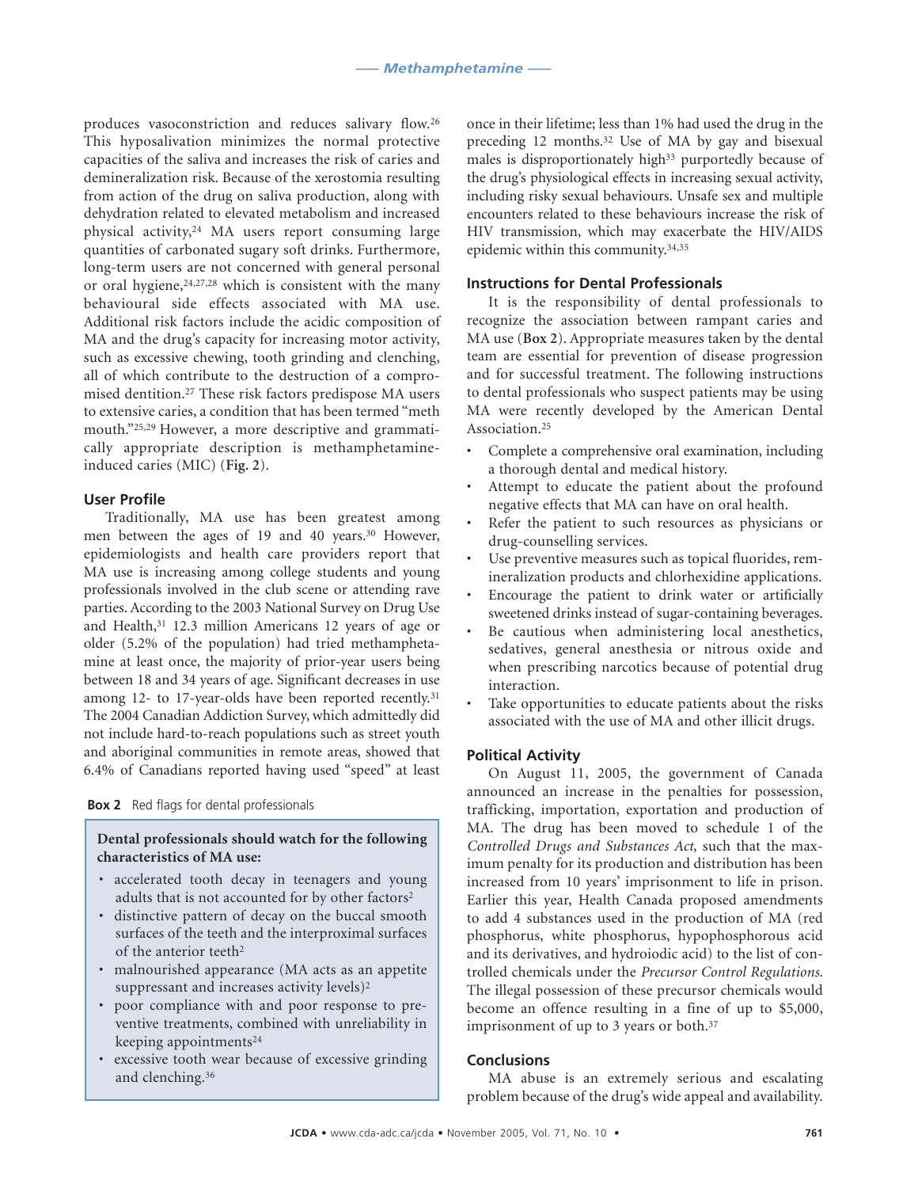produces vasoconstriction and reduces salivary flow.[26] This hyposalivation minimizes the normal protective capacities of the saliva and increases the risk of caries and demineralization risk. Because of the xerostomia resulting from action of the drug on saliva production, along with dehydration related to elevated metabolism and increased physical activity,[24] MA users report consuming large quantities of carbonated sugary soft drinks. Furthermore, long-term users are not concerned with general personal or oral hygiene,[24,27,28] which is consistent with the many behavioural side effects associated with MA use. Additional risk factors include the acidic composition of MA and the drug's capacity for increasing motor activity, such as excessive chewing, tooth grinding and clenching, all of which contribute to the destruction of a compromised dentition.[27] These risk factors predispose MA users to extensive caries, a condition that has been termed "meth mouth."[25,29] However, a more descriptive and grammatically appropriate description is methamphetamine-induced caries (MIC) (**Fig. 2**).

## User Profile

Traditionally, MA use has been greatest among men between the ages of 19 and 40 years.[30] However, epidemiologists and health care providers report that MA use is increasing among college students and young professionals involved in the club scene or attending rave parties. According to the 2003 National Survey on Drug Use and Health,[31] 12.3 million Americans 12 years of age or older (5.2% of the population) had tried methamphetamine at least once, the majority of prior-year users being between 18 and 34 years of age. Significant decreases in use among 12- to 17-year-olds have been reported recently.[31] The 2004 Canadian Addiction Survey, which admittedly did not include hard-to-reach populations such as street youth and aboriginal communities in remote areas, showed that 6.4% of Canadians reported having used "speed" at least once in their lifetime; less than 1% had used the drug in the preceding 12 months.[32] Use of MA by gay and bisexual males is disproportionately high[33] purportedly because of the drug's physiological effects in increasing sexual activity, including risky sexual behaviours. Unsafe sex and multiple encounters related to these behaviours increase the risk of HIV transmission, which may exacerbate the HIV/AIDS epidemic within this community.[34,35]

**Box 2** Red flags for dental professionals

**Dental professionals should watch for the following characteristics of MA use:**

- accelerated tooth decay in teenagers and young adults that is not accounted for by other factors[2]
- distinctive pattern of decay on the buccal smooth surfaces of the teeth and the interproximal surfaces of the anterior teeth[2]
- malnourished appearance (MA acts as an appetite suppressant and increases activity levels)[2]
- poor compliance with and poor response to preventive treatments, combined with unreliability in keeping appointments[24]
- excessive tooth wear because of excessive grinding and clenching.[36]

## Instructions for Dental Professionals

It is the responsibility of dental professionals to recognize the association between rampant caries and MA use (**Box 2**). Appropriate measures taken by the dental team are essential for prevention of disease progression and for successful treatment. The following instructions to dental professionals who suspect patients may be using MA were recently developed by the American Dental Association.[25]

- Complete a comprehensive oral examination, including a thorough dental and medical history.
- Attempt to educate the patient about the profound negative effects that MA can have on oral health.
- Refer the patient to such resources as physicians or drug-counselling services.
- Use preventive measures such as topical fluorides, remineralization products and chlorhexidine applications.
- Encourage the patient to drink water or artificially sweetened drinks instead of sugar-containing beverages.
- Be cautious when administering local anesthetics, sedatives, general anesthesia or nitrous oxide and when prescribing narcotics because of potential drug interaction.
- Take opportunities to educate patients about the risks associated with the use of MA and other illicit drugs.

## Political Activity

On August 11, 2005, the government of Canada announced an increase in the penalties for possession, trafficking, importation, exportation and production of MA. The drug has been moved to schedule 1 of the *Controlled Drugs and Substances Act*, such that the maximum penalty for its production and distribution has been increased from 10 years' imprisonment to life in prison. Earlier this year, Health Canada proposed amendments to add 4 substances used in the production of MA (red phosphorus, white phosphorus, hypophosphorous acid and its derivatives, and hydroiodic acid) to the list of controlled chemicals under the *Precursor Control Regulations*. The illegal possession of these precursor chemicals would become an offence resulting in a fine of up to $5,000, imprisonment of up to 3 years or both.[37]

## Conclusions

MA abuse is an extremely serious and escalating problem because of the drug's wide appeal and availability.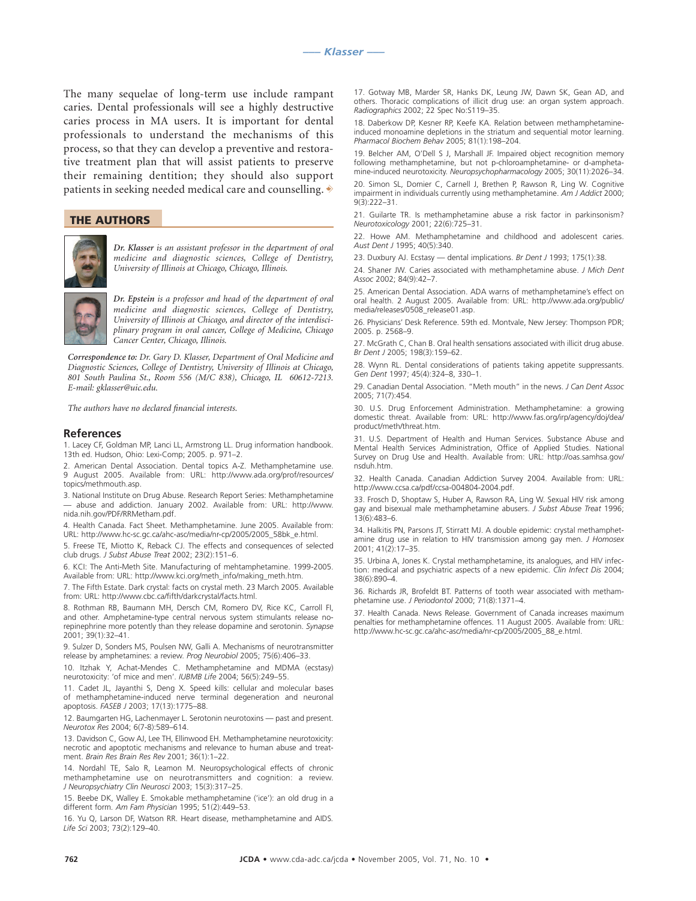The many sequelae of long-term use include rampant caries. Dental professionals will see a highly destructive caries process in MA users. It is important for dental professionals to understand the mechanisms of this process, so that they can develop a preventive and restorative treatment plan that will assist patients to preserve their remaining dentition; they should also support patients in seeking needed medical care and counselling.

## THE AUTHORS

*Dr. Klasser is an assistant professor in the department of oral medicine and diagnostic sciences, College of Dentistry, University of Illinois at Chicago, Chicago, Illinois.*

*Dr. Epstein is a professor and head of the department of oral medicine and diagnostic sciences, College of Dentistry, University of Illinois at Chicago, and director of the interdisciplinary program in oral cancer, College of Medicine, Chicago Cancer Center, Chicago, Illinois.*

***Correspondence to:** Dr. Gary D. Klasser, Department of Oral Medicine and Diagnostic Sciences, College of Dentistry, University of Illinois at Chicago, 801 South Paulina St., Room 556 (M/C 838), Chicago, IL 60612-7213. E-mail: gklasser@uic.edu.*

*The authors have no declared financial interests.*

## References

1. Lacey CF, Goldman MP, Lanci LL, Armstrong LL. Drug information handbook. 13th ed. Hudson, Ohio: Lexi-Comp; 2005. p. 971–2.
2. American Dental Association. Dental topics A-Z. Methamphetamine use. 9 August 2005. Available from: URL: http://www.ada.org/prof/resources/topics/methmouth.asp.
3. National Institute on Drug Abuse. Research Report Series: Methamphetamine — abuse and addiction. January 2002. Available from: URL: http://www.nida.nih.gov/PDF/RRMetham.pdf.
4. Health Canada. Fact Sheet. Methamphetamine. June 2005. Available from: URL: http://www.hc-sc.gc.ca/ahc-asc/media/nr-cp/2005/2005_58bk_e.html.
5. Freese TE, Miotto K, Reback CJ. The effects and consequences of selected club drugs. *J Subst Abuse Treat* 2002; 23(2):151–6.
6. KCI: The Anti-Meth Site. Manufacturing of mehtamphetamine. 1999-2005. Available from: URL: http://www.kci.org/meth_info/making_meth.htm.
7. The Fifth Estate. Dark crystal: facts on crystal meth. 23 March 2005. Available from: URL: http://www.cbc.ca/fifth/darkcrystal/facts.html.
8. Rothman RB, Baumann MH, Dersch CM, Romero DV, Rice KC, Carroll FI, and other. Amphetamine-type central nervous system stimulants release norepinephrine more potently than they release dopamine and serotonin. *Synapse* 2001; 39(1):32–41.
9. Sulzer D, Sonders MS, Poulsen NW, Galli A. Mechanisms of neurotransmitter release by amphetamines: a review. *Prog Neurobiol* 2005; 75(6):406–33.
10. Itzhak Y, Achat-Mendes C. Methamphetamine and MDMA (ecstasy) neurotoxicity: 'of mice and men'. *IUBMB Life* 2004; 56(5):249–55.
11. Cadet JL, Jayanthi S, Deng X. Speed kills: cellular and molecular bases of methamphetamine-induced nerve terminal degeneration and neuronal apoptosis. *FASEB J* 2003; 17(13):1775–88.
12. Baumgarten HG, Lachenmayer L. Serotonin neurotoxins — past and present. *Neurotox Res* 2004; 6(7-8):589–614.
13. Davidson C, Gow AJ, Lee TH, Ellinwood EH. Methamphetamine neurotoxicity: necrotic and apoptotic mechanisms and relevance to human abuse and treatment. *Brain Res Brain Res Rev* 2001; 36(1):1–22.
14. Nordahl TE, Salo R, Leamon M. Neuropsychological effects of chronic methamphetamine use on neurotransmitters and cognition: a review. *J Neuropsychiatry Clin Neurosci* 2003; 15(3):317–25.
15. Beebe DK, Walley E. Smokable methamphetamine ('ice'): an old drug in a different form. *Am Fam Physician* 1995; 51(2):449–53.
16. Yu Q, Larson DF, Watson RR. Heart disease, methamphetamine and AIDS. *Life Sci* 2003; 73(2):129–40.
17. Gotway MB, Marder SR, Hanks DK, Leung JW, Dawn SK, Gean AD, and others. Thoracic complications of illicit drug use: an organ system approach. *Radiographics* 2002; 22 Spec No:S119–35.
18. Daberkow DP, Kesner RP, Keefe KA. Relation between methamphetamine-induced monoamine depletions in the striatum and sequential motor learning. *Pharmacol Biochem Behav* 2005; 81(1):198–204.
19. Belcher AM, O'Dell S J, Marshall JF. Impaired object recognition memory following methamphetamine, but not p-chloroamphetamine- or d-amphetamine-induced neurotoxicity. *Neuropsychopharmacology* 2005; 30(11):2026–34.
20. Simon SL, Domier C, Carnell J, Brethen P, Rawson R, Ling W. Cognitive impairment in individuals currently using methamphetamine. *Am J Addict* 2000; 9(3):222–31.
21. Guilarte TR. Is methamphetamine abuse a risk factor in parkinsonism? *Neurotoxicology* 2001; 22(6):725–31.
22. Howe AM. Methamphetamine and childhood and adolescent caries. *Aust Dent J* 1995; 40(5):340.
23. Duxbury AJ. Ecstasy — dental implications. *Br Dent J* 1993; 175(1):38.
24. Shaner JW. Caries associated with methamphetamine abuse. *J Mich Dent Assoc* 2002; 84(9):42–7.
25. American Dental Association. ADA warns of methamphetamine's effect on oral health. 2 August 2005. Available from: URL: http://www.ada.org/public/media/releases/0508_release01.asp.
26. Physicians' Desk Reference. 59th ed. Montvale, New Jersey: Thompson PDR; 2005. p. 2568–9.
27. McGrath C, Chan B. Oral health sensations associated with illicit drug abuse. *Br Dent J* 2005; 198(3):159–62.
28. Wynn RL. Dental considerations of patients taking appetite suppressants. *Gen Dent* 1997; 45(4):324–8, 330–1.
29. Canadian Dental Association. "Meth mouth" in the news. *J Can Dent Assoc* 2005; 71(7):454.
30. U.S. Drug Enforcement Administration. Methamphetamine: a growing domestic threat. Available from: URL: http://www.fas.org/irp/agency/doj/dea/product/meth/threat.htm.
31. U.S. Department of Health and Human Services. Substance Abuse and Mental Health Services Administration, Office of Applied Studies. National Survey on Drug Use and Health. Available from: URL: http://oas.samhsa.gov/nsduh.htm.
32. Health Canada. Canadian Addiction Survey 2004. Available from: URL: http://www.ccsa.ca/pdf/ccsa-004804-2004.pdf.
33. Frosch D, Shoptaw S, Huber A, Rawson RA, Ling W. Sexual HIV risk among gay and bisexual male methamphetamine abusers. *J Subst Abuse Treat* 1996; 13(6):483–6.
34. Halkitis PN, Parsons JT, Stirratt MJ. A double epidemic: crystal methamphetamine drug use in relation to HIV transmission among gay men. *J Homosex* 2001; 41(2):17–35.
35. Urbina A, Jones K. Crystal methamphetamine, its analogues, and HIV infection: medical and psychiatric aspects of a new epidemic. *Clin Infect Dis* 2004; 38(6):890–4.
36. Richards JR, Brofeldt BT. Patterns of tooth wear associated with methamphetamine use. *J Periodontol* 2000; 71(8):1371–4.
37. Health Canada. News Release. Government of Canada increases maximum penalties for methamphetamine offences. 11 August 2005. Available from: URL: http://www.hc-sc.gc.ca/ahc-asc/media/nr-cp/2005/2005_88_e.html.